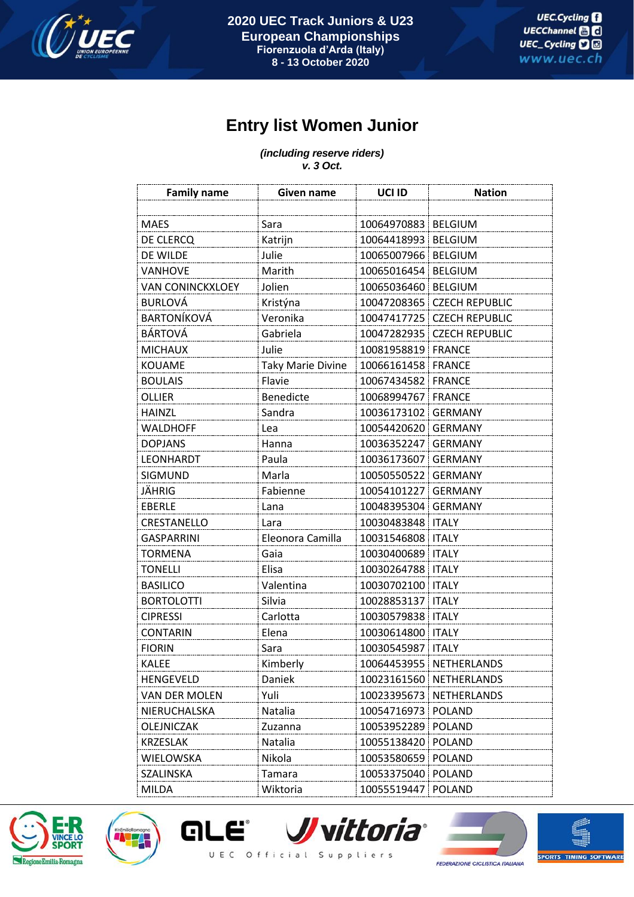2020 UEC Track Juniors & U23 European Championships
Fiorenzuola d'Arda (Italy)
8 - 13 October 2020

# Entry list Women Junior

***(including reserve riders)***
***v. 3 Oct.***

| Family name | Given name | UCI ID | Nation |
|---|---|---|---|
| | | | |
| MAES | Sara | 10064970883 | BELGIUM |
| DE CLERCQ | Katrijn | 10064418993 | BELGIUM |
| DE WILDE | Julie | 10065007966 | BELGIUM |
| VANHOVE | Marith | 10065016454 | BELGIUM |
| VAN CONINCKXLOEY | Jolien | 10065036460 | BELGIUM |
| BURLOVÁ | Kristýna | 10047208365 | CZECH REPUBLIC |
| BARTONÍKOVÁ | Veronika | 10047417725 | CZECH REPUBLIC |
| BÁRTOVÁ | Gabriela | 10047282935 | CZECH REPUBLIC |
| MICHAUX | Julie | 10081958819 | FRANCE |
| KOUAME | Taky Marie Divine | 10066161458 | FRANCE |
| BOULAIS | Flavie | 10067434582 | FRANCE |
| OLLIER | Benedicte | 10068994767 | FRANCE |
| HAINZL | Sandra | 10036173102 | GERMANY |
| WALDHOFF | Lea | 10054420620 | GERMANY |
| DOPJANS | Hanna | 10036352247 | GERMANY |
| LEONHARDT | Paula | 10036173607 | GERMANY |
| SIGMUND | Marla | 10050550522 | GERMANY |
| JÄHRIG | Fabienne | 10054101227 | GERMANY |
| EBERLE | Lana | 10048395304 | GERMANY |
| CRESTANELLO | Lara | 10030483848 | ITALY |
| GASPARRINI | Eleonora Camilla | 10031546808 | ITALY |
| TORMENA | Gaia | 10030400689 | ITALY |
| TONELLI | Elisa | 10030264788 | ITALY |
| BASILICO | Valentina | 10030702100 | ITALY |
| BORTOLOTTI | Silvia | 10028853137 | ITALY |
| CIPRESSI | Carlotta | 10030579838 | ITALY |
| CONTARIN | Elena | 10030614800 | ITALY |
| FIORIN | Sara | 10030545987 | ITALY |
| KALEE | Kimberly | 10064453955 | NETHERLANDS |
| HENGEVELD | Daniek | 10023161560 | NETHERLANDS |
| VAN DER MOLEN | Yuli | 10023395673 | NETHERLANDS |
| NIERUCHALSKA | Natalia | 10054716973 | POLAND |
| OLEJNICZAK | Zuzanna | 10053952289 | POLAND |
| KRZESLAK | Natalia | 10055138420 | POLAND |
| WIELOWSKA | Nikola | 10053580659 | POLAND |
| SZALINSKA | Tamara | 10053375040 | POLAND |
| MILDA | Wiktoria | 10055519447 | POLAND |

UEC Official Suppliers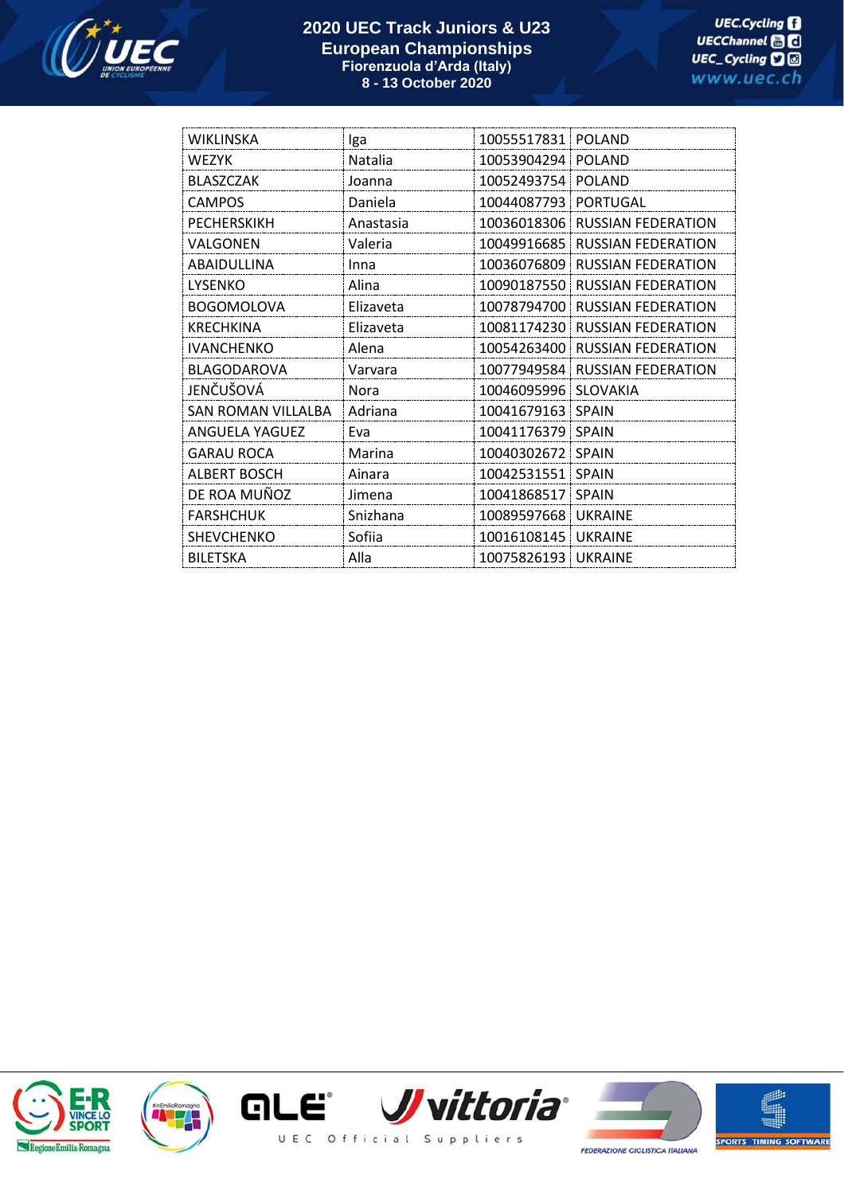| | | | |
|---|---|---|---|
| WIKLINSKA | Iga | 10055517831 | POLAND |
| WEZYK | Natalia | 10053904294 | POLAND |
| BLASZCZAK | Joanna | 10052493754 | POLAND |
| CAMPOS | Daniela | 10044087793 | PORTUGAL |
| PECHERSKIKH | Anastasia | 10036018306 | RUSSIAN FEDERATION |
| VALGONEN | Valeria | 10049916685 | RUSSIAN FEDERATION |
| ABAIDULLINA | Inna | 10036076809 | RUSSIAN FEDERATION |
| LYSENKO | Alina | 10090187550 | RUSSIAN FEDERATION |
| BOGOMOLOVA | Elizaveta | 10078794700 | RUSSIAN FEDERATION |
| KRECHKINA | Elizaveta | 10081174230 | RUSSIAN FEDERATION |
| IVANCHENKO | Alena | 10054263400 | RUSSIAN FEDERATION |
| BLAGODAROVA | Varvara | 10077949584 | RUSSIAN FEDERATION |
| JENČUŠOVÁ | Nora | 10046095996 | SLOVAKIA |
| SAN ROMAN VILLALBA | Adriana | 10041679163 | SPAIN |
| ANGUELA YAGUEZ | Eva | 10041176379 | SPAIN |
| GARAU ROCA | Marina | 10040302672 | SPAIN |
| ALBERT BOSCH | Ainara | 10042531551 | SPAIN |
| DE ROA MUÑOZ | Jimena | 10041868517 | SPAIN |
| FARSHCHUK | Snizhana | 10089597668 | UKRAINE |
| SHEVCHENKO | Sofiia | 10016108145 | UKRAINE |
| BILETSKA | Alla | 10075826193 | UKRAINE |